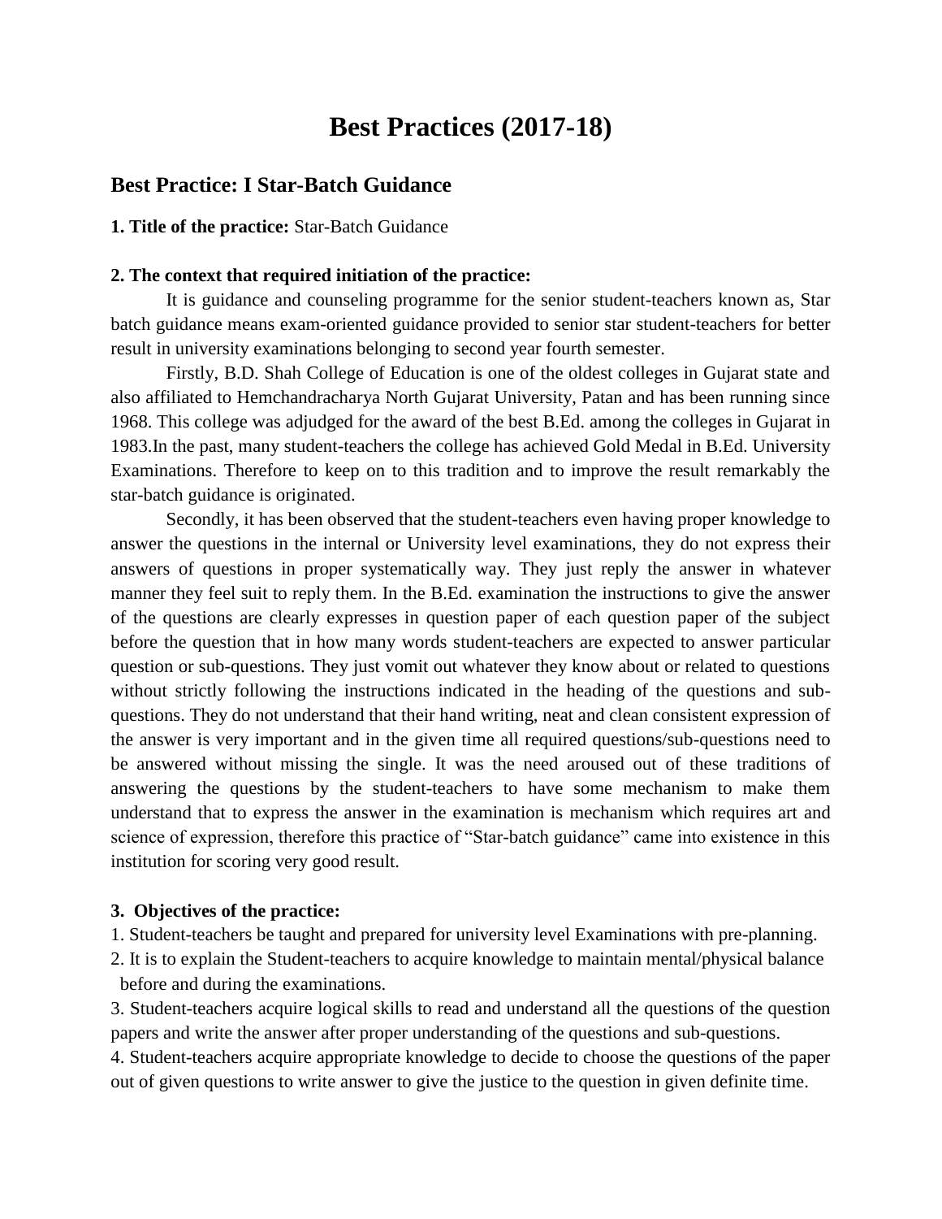# Best Practices (2017-18)

## Best Practice: I Star-Batch Guidance

**1. Title of the practice:** Star-Batch Guidance

**2. The context that required initiation of the practice:**

It is guidance and counseling programme for the senior student-teachers known as, Star batch guidance means exam-oriented guidance provided to senior star student-teachers for better result in university examinations belonging to second year fourth semester.

Firstly, B.D. Shah College of Education is one of the oldest colleges in Gujarat state and also affiliated to Hemchandracharya North Gujarat University, Patan and has been running since 1968. This college was adjudged for the award of the best B.Ed. among the colleges in Gujarat in 1983.In the past, many student-teachers the college has achieved Gold Medal in B.Ed. University Examinations. Therefore to keep on to this tradition and to improve the result remarkably the star-batch guidance is originated.

Secondly, it has been observed that the student-teachers even having proper knowledge to answer the questions in the internal or University level examinations, they do not express their answers of questions in proper systematically way. They just reply the answer in whatever manner they feel suit to reply them. In the B.Ed. examination the instructions to give the answer of the questions are clearly expresses in question paper of each question paper of the subject before the question that in how many words student-teachers are expected to answer particular question or sub-questions. They just vomit out whatever they know about or related to questions without strictly following the instructions indicated in the heading of the questions and sub-questions. They do not understand that their hand writing, neat and clean consistent expression of the answer is very important and in the given time all required questions/sub-questions need to be answered without missing the single. It was the need aroused out of these traditions of answering the questions by the student-teachers to have some mechanism to make them understand that to express the answer in the examination is mechanism which requires art and science of expression, therefore this practice of "Star-batch guidance" came into existence in this institution for scoring very good result.

**3. Objectives of the practice:**

1. Student-teachers be taught and prepared for university level Examinations with pre-planning.
2. It is to explain the Student-teachers to acquire knowledge to maintain mental/physical balance before and during the examinations.
3. Student-teachers acquire logical skills to read and understand all the questions of the question papers and write the answer after proper understanding of the questions and sub-questions.
4. Student-teachers acquire appropriate knowledge to decide to choose the questions of the paper out of given questions to write answer to give the justice to the question in given definite time.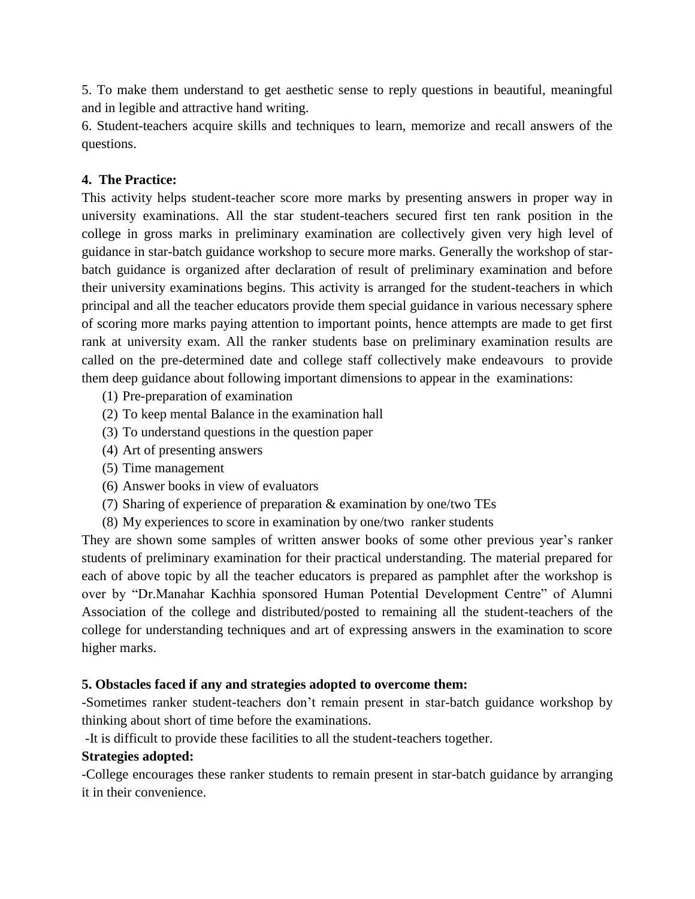5. To make them understand to get aesthetic sense to reply questions in beautiful, meaningful and in legible and attractive hand writing.

6. Student-teachers acquire skills and techniques to learn, memorize and recall answers of the questions.

**4. The Practice:**

This activity helps student-teacher score more marks by presenting answers in proper way in university examinations. All the star student-teachers secured first ten rank position in the college in gross marks in preliminary examination are collectively given very high level of guidance in star-batch guidance workshop to secure more marks. Generally the workshop of star-batch guidance is organized after declaration of result of preliminary examination and before their university examinations begins. This activity is arranged for the student-teachers in which principal and all the teacher educators provide them special guidance in various necessary sphere of scoring more marks paying attention to important points, hence attempts are made to get first rank at university exam. All the ranker students base on preliminary examination results are called on the pre-determined date and college staff collectively make endeavours to provide them deep guidance about following important dimensions to appear in the examinations:

(1) Pre-preparation of examination
(2) To keep mental Balance in the examination hall
(3) To understand questions in the question paper
(4) Art of presenting answers
(5) Time management
(6) Answer books in view of evaluators
(7) Sharing of experience of preparation & examination by one/two TEs
(8) My experiences to score in examination by one/two ranker students

They are shown some samples of written answer books of some other previous year's ranker students of preliminary examination for their practical understanding. The material prepared for each of above topic by all the teacher educators is prepared as pamphlet after the workshop is over by "Dr.Manahar Kachhia sponsored Human Potential Development Centre" of Alumni Association of the college and distributed/posted to remaining all the student-teachers of the college for understanding techniques and art of expressing answers in the examination to score higher marks.

**5. Obstacles faced if any and strategies adopted to overcome them:**

-Sometimes ranker student-teachers don't remain present in star-batch guidance workshop by thinking about short of time before the examinations.

-It is difficult to provide these facilities to all the student-teachers together.

**Strategies adopted:**

-College encourages these ranker students to remain present in star-batch guidance by arranging it in their convenience.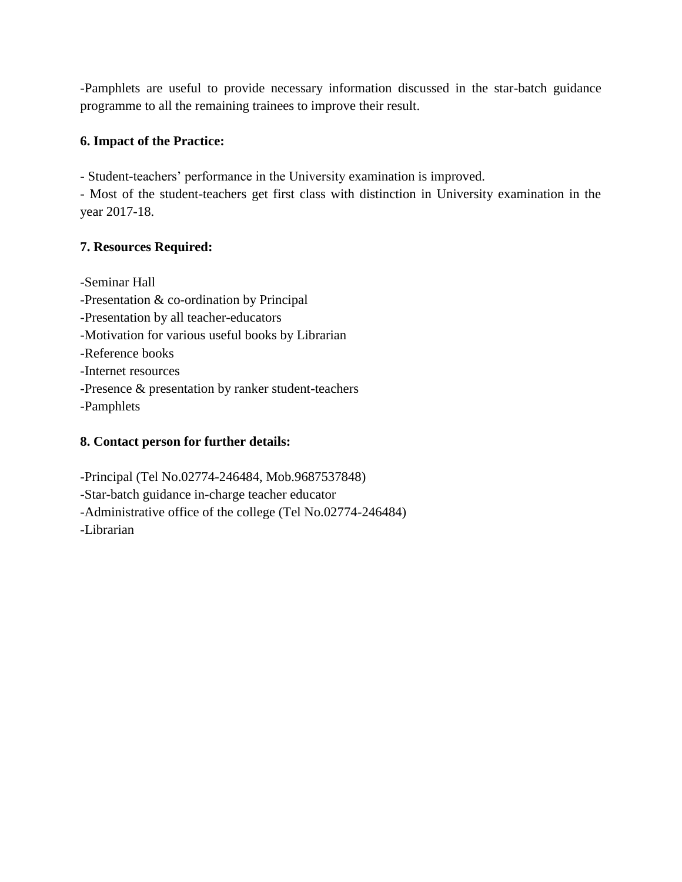-Pamphlets are useful to provide necessary information discussed in the star-batch guidance programme to all the remaining trainees to improve their result.

**6. Impact of the Practice:**

- Student-teachers' performance in the University examination is improved.
- Most of the student-teachers get first class with distinction in University examination in the year 2017-18.

**7. Resources Required:**

-Seminar Hall
-Presentation & co-ordination by Principal
-Presentation by all teacher-educators
-Motivation for various useful books by Librarian
-Reference books
-Internet resources
-Presence & presentation by ranker student-teachers
-Pamphlets

**8. Contact person for further details:**

-Principal (Tel No.02774-246484, Mob.9687537848)
-Star-batch guidance in-charge teacher educator
-Administrative office of the college (Tel No.02774-246484)
-Librarian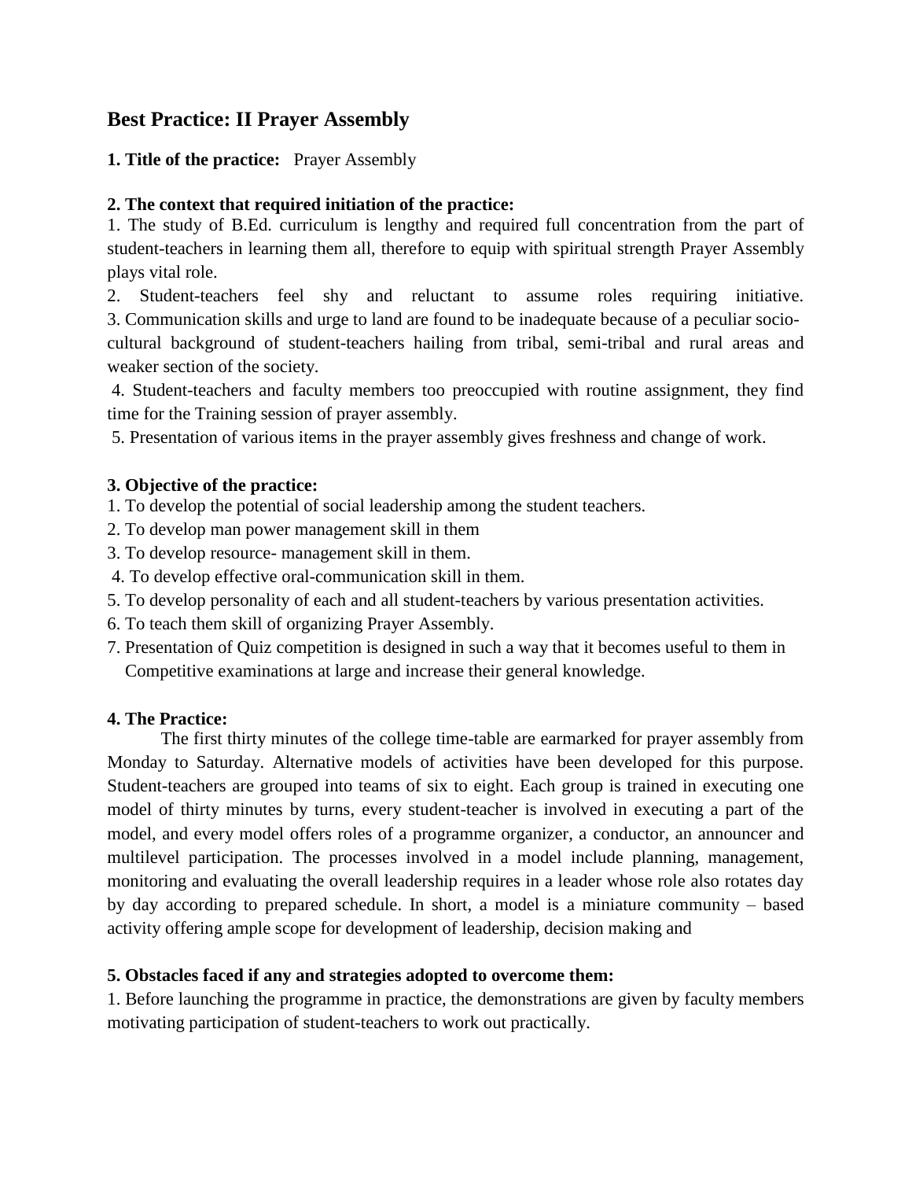## Best Practice: II Prayer Assembly

**1. Title of the practice:** Prayer Assembly

**2. The context that required initiation of the practice:**

1. The study of B.Ed. curriculum is lengthy and required full concentration from the part of student-teachers in learning them all, therefore to equip with spiritual strength Prayer Assembly plays vital role.
2. Student-teachers feel shy and reluctant to assume roles requiring initiative.
3. Communication skills and urge to land are found to be inadequate because of a peculiar socio-cultural background of student-teachers hailing from tribal, semi-tribal and rural areas and weaker section of the society.
4. Student-teachers and faculty members too preoccupied with routine assignment, they find time for the Training session of prayer assembly.
5. Presentation of various items in the prayer assembly gives freshness and change of work.

**3. Objective of the practice:**

1. To develop the potential of social leadership among the student teachers.
2. To develop man power management skill in them
3. To develop resource- management skill in them.
4. To develop effective oral-communication skill in them.
5. To develop personality of each and all student-teachers by various presentation activities.
6. To teach them skill of organizing Prayer Assembly.
7. Presentation of Quiz competition is designed in such a way that it becomes useful to them in Competitive examinations at large and increase their general knowledge.

**4. The Practice:**

The first thirty minutes of the college time-table are earmarked for prayer assembly from Monday to Saturday. Alternative models of activities have been developed for this purpose. Student-teachers are grouped into teams of six to eight. Each group is trained in executing one model of thirty minutes by turns, every student-teacher is involved in executing a part of the model, and every model offers roles of a programme organizer, a conductor, an announcer and multilevel participation. The processes involved in a model include planning, management, monitoring and evaluating the overall leadership requires in a leader whose role also rotates day by day according to prepared schedule. In short, a model is a miniature community – based activity offering ample scope for development of leadership, decision making and

**5. Obstacles faced if any and strategies adopted to overcome them:**

1. Before launching the programme in practice, the demonstrations are given by faculty members motivating participation of student-teachers to work out practically.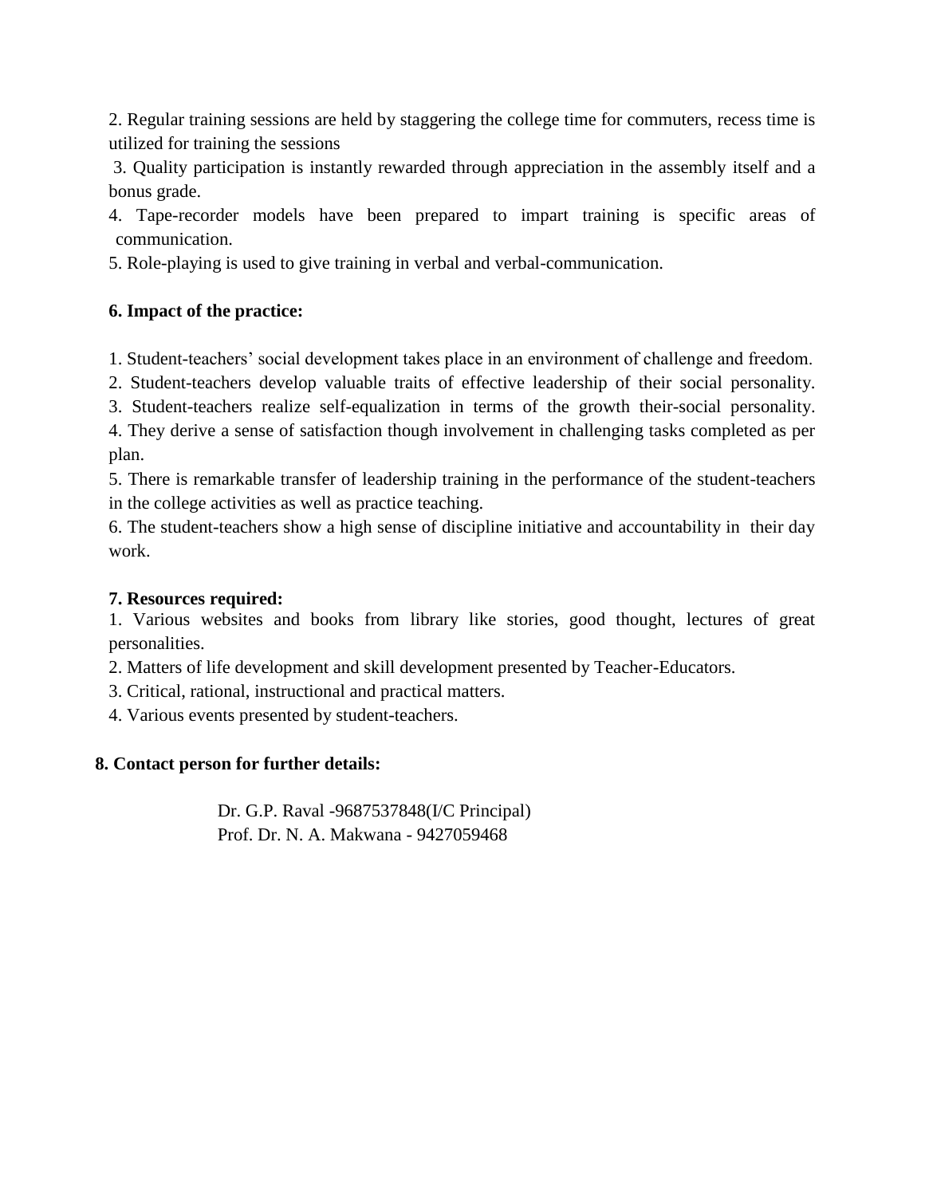2. Regular training sessions are held by staggering the college time for commuters, recess time is utilized for training the sessions

3. Quality participation is instantly rewarded through appreciation in the assembly itself and a bonus grade.

4. Tape-recorder models have been prepared to impart training is specific areas of communication.

5. Role-playing is used to give training in verbal and verbal-communication.

**6. Impact of the practice:**

1. Student-teachers' social development takes place in an environment of challenge and freedom.
2. Student-teachers develop valuable traits of effective leadership of their social personality.
3. Student-teachers realize self-equalization in terms of the growth their-social personality.
4. They derive a sense of satisfaction though involvement in challenging tasks completed as per plan.
5. There is remarkable transfer of leadership training in the performance of the student-teachers in the college activities as well as practice teaching.
6. The student-teachers show a high sense of discipline initiative and accountability in their day work.

**7. Resources required:**

1. Various websites and books from library like stories, good thought, lectures of great personalities.
2. Matters of life development and skill development presented by Teacher-Educators.
3. Critical, rational, instructional and practical matters.
4. Various events presented by student-teachers.

**8. Contact person for further details:**

Dr. G.P. Raval -9687537848(I/C Principal)
Prof. Dr. N. A. Makwana - 9427059468